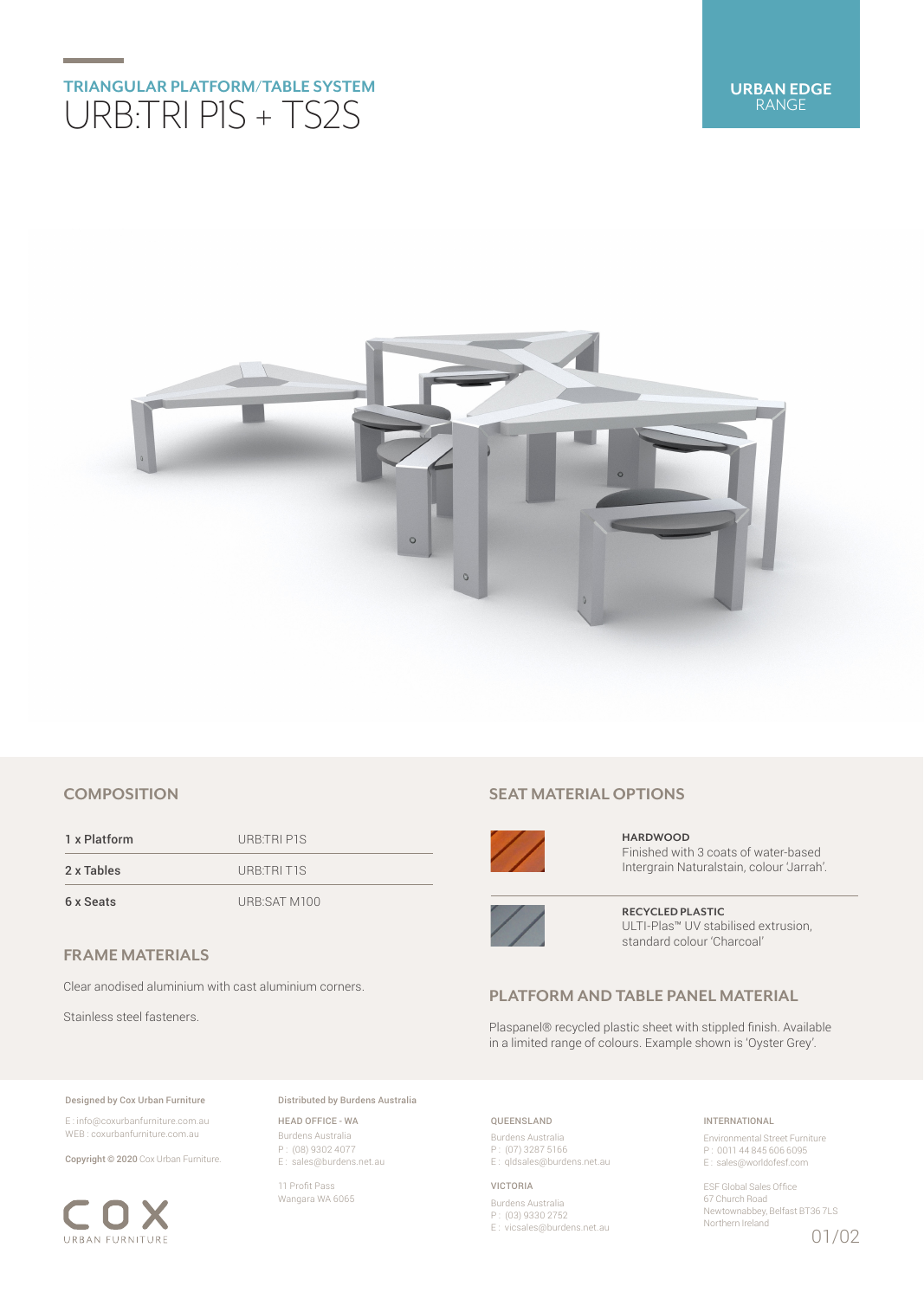## TRIANGULAR PLATFORM/TABLE SYSTEM

# URB:TRI P1S + TS2S

**URBAN EDGE** RANGE

## COMPOSITION

| | |
|---|---|
| 1 x Platform | URB:TRI P1S |
| 2 x Tables | URB:TRI T1S |
| 6 x Seats | URB:SAT M100 |

## FRAME MATERIALS

Clear anodised aluminium with cast aluminium corners.

Stainless steel fasteners.

## SEAT MATERIAL OPTIONS

**HARDWOOD**
Finished with 3 coats of water-based Intergrain Naturalstain, colour 'Jarrah'.

**RECYCLED PLASTIC**
ULTI-Plas™ UV stabilised extrusion, standard colour 'Charcoal'

## PLATFORM AND TABLE PANEL MATERIAL

Plaspanel® recycled plastic sheet with stippled finish. Available in a limited range of colours. Example shown is 'Oyster Grey'.

**Designed by Cox Urban Furniture**

E : info@coxurbanfurniture.com.au
WEB : coxurbanfurniture.com.au

**Copyright © 2020** Cox Urban Furniture.

COX URBAN FURNITURE

**Distributed by Burdens Australia**

HEAD OFFICE - WA
Burdens Australia
P : (08) 9302 4077
E : sales@burdens.net.au

11 Profit Pass
Wangara WA 6065

QUEENSLAND
Burdens Australia
P : (07) 3287 5166
E : qldsales@burdens.net.au

VICTORIA
Burdens Australia
P : (03) 9330 2752
E : vicsales@burdens.net.au

INTERNATIONAL
Environmental Street Furniture
P : 0011 44 845 606 6095
E : sales@worldofesf.com

ESF Global Sales Office
67 Church Road
Newtownabbey, Belfast BT36 7LS
Northern Ireland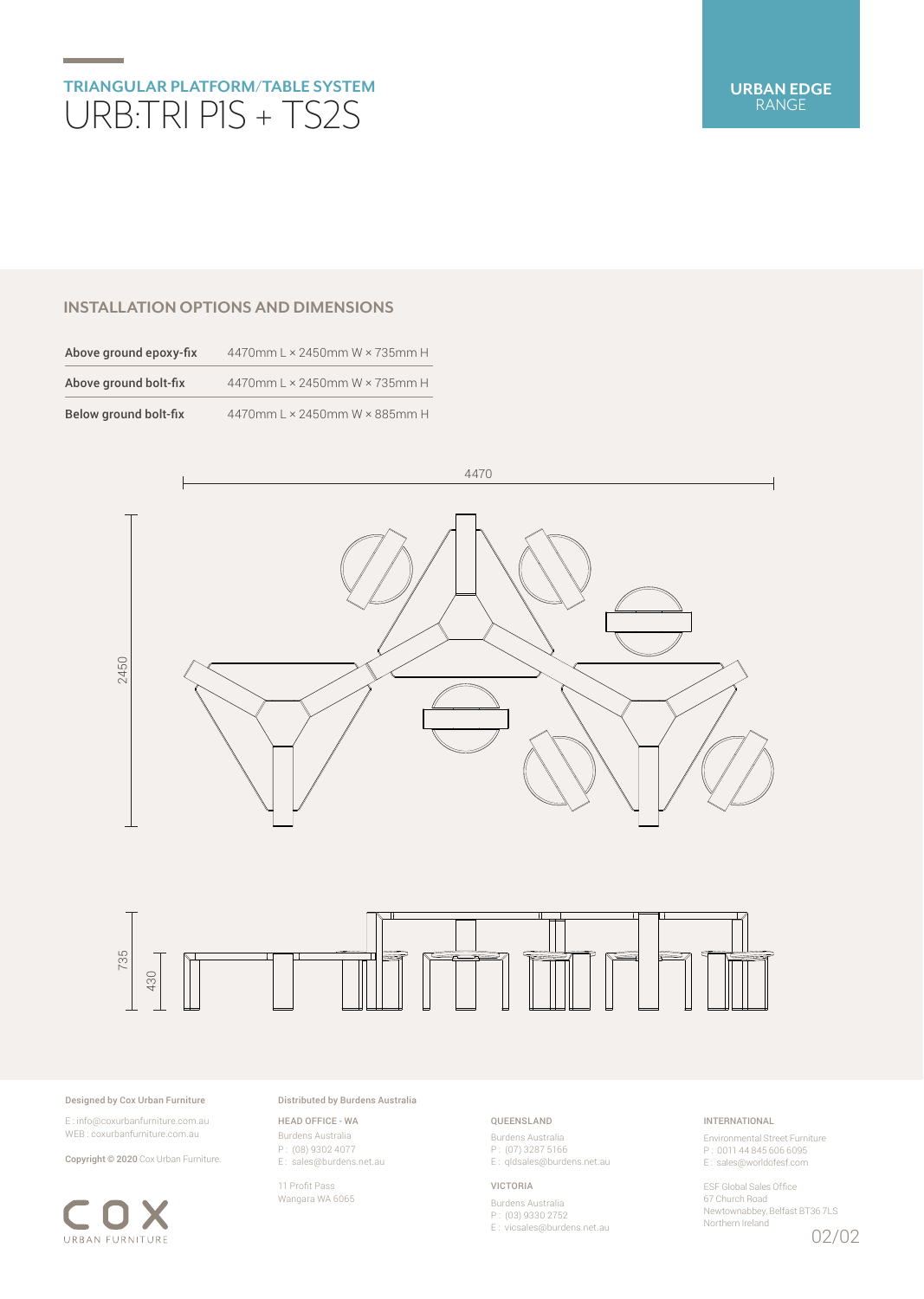### TRIANGULAR PLATFORM/TABLE SYSTEM

# URB:TRI P1S + TS2S

**URBAN EDGE** RANGE

## INSTALLATION OPTIONS AND DIMENSIONS

| | |
|---|---|
| **Above ground epoxy-fix** | 4470mm L × 2450mm W × 735mm H |
| **Above ground bolt-fix** | 4470mm L × 2450mm W × 735mm H |
| **Below ground bolt-fix** | 4470mm L × 2450mm W × 885mm H |

4470

2450

735

430

**Designed by Cox Urban Furniture**

E : info@coxurbanfurniture.com.au
WEB : coxurbanfurniture.com.au

**Copyright © 2020** Cox Urban Furniture.

COX
URBAN FURNITURE

**Distributed by Burdens Australia**

HEAD OFFICE - WA
Burdens Australia
P : (08) 9302 4077
E : sales@burdens.net.au

11 Profit Pass
Wangara WA 6065

QUEENSLAND
Burdens Australia
P : (07) 3287 5166
E : qldsales@burdens.net.au

VICTORIA
Burdens Australia
P : (03) 9330 2752
E : vicsales@burdens.net.au

INTERNATIONAL
Environmental Street Furniture
P : 0011 44 845 606 6095
E : sales@worldofesf.com

ESF Global Sales Office
67 Church Road
Newtownabbey, Belfast BT36 7LS
Northern Ireland